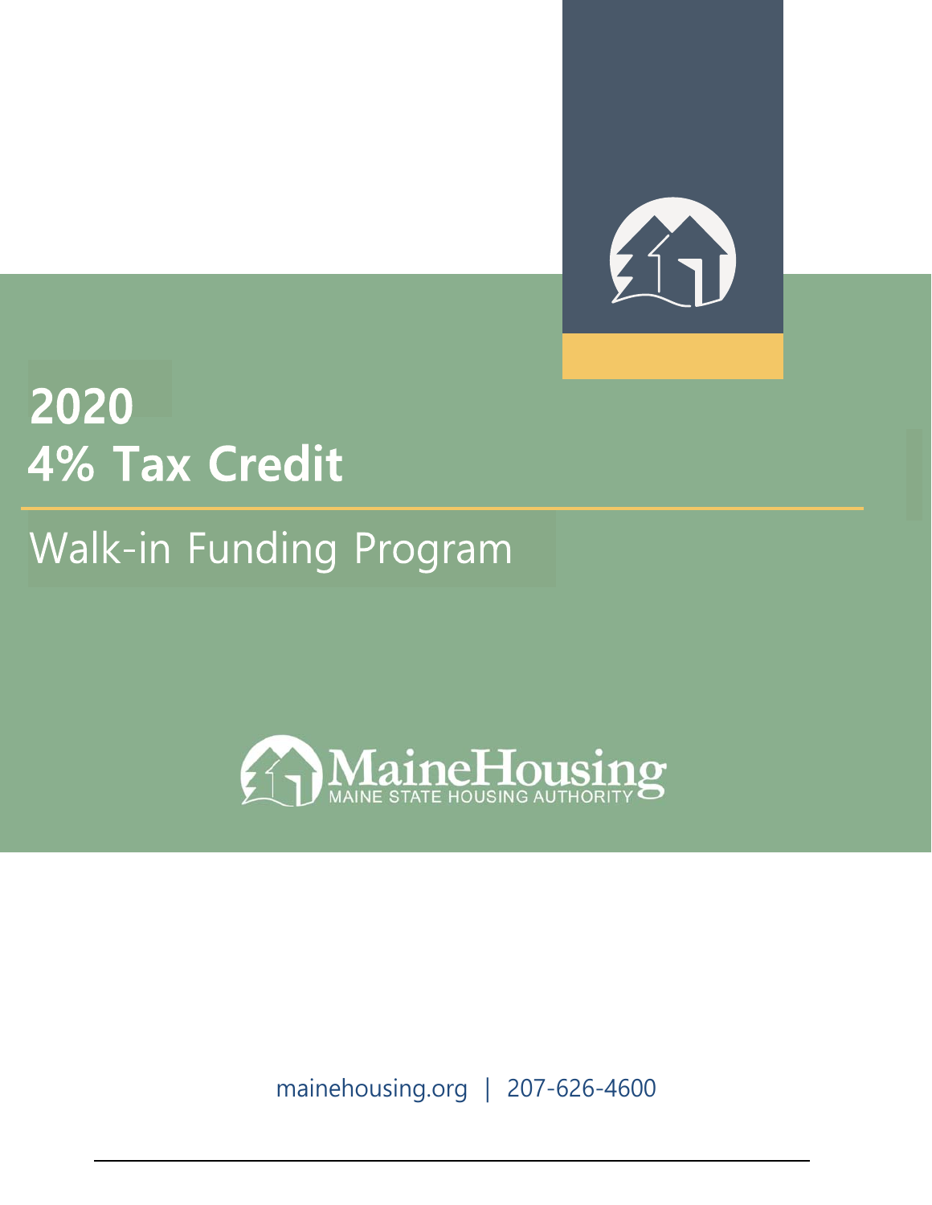# 2020
# 4% Tax Credit

## Walk-in Funding Program

MaineHousing
MAINE STATE HOUSING AUTHORITY

mainehousing.org | 207-626-4600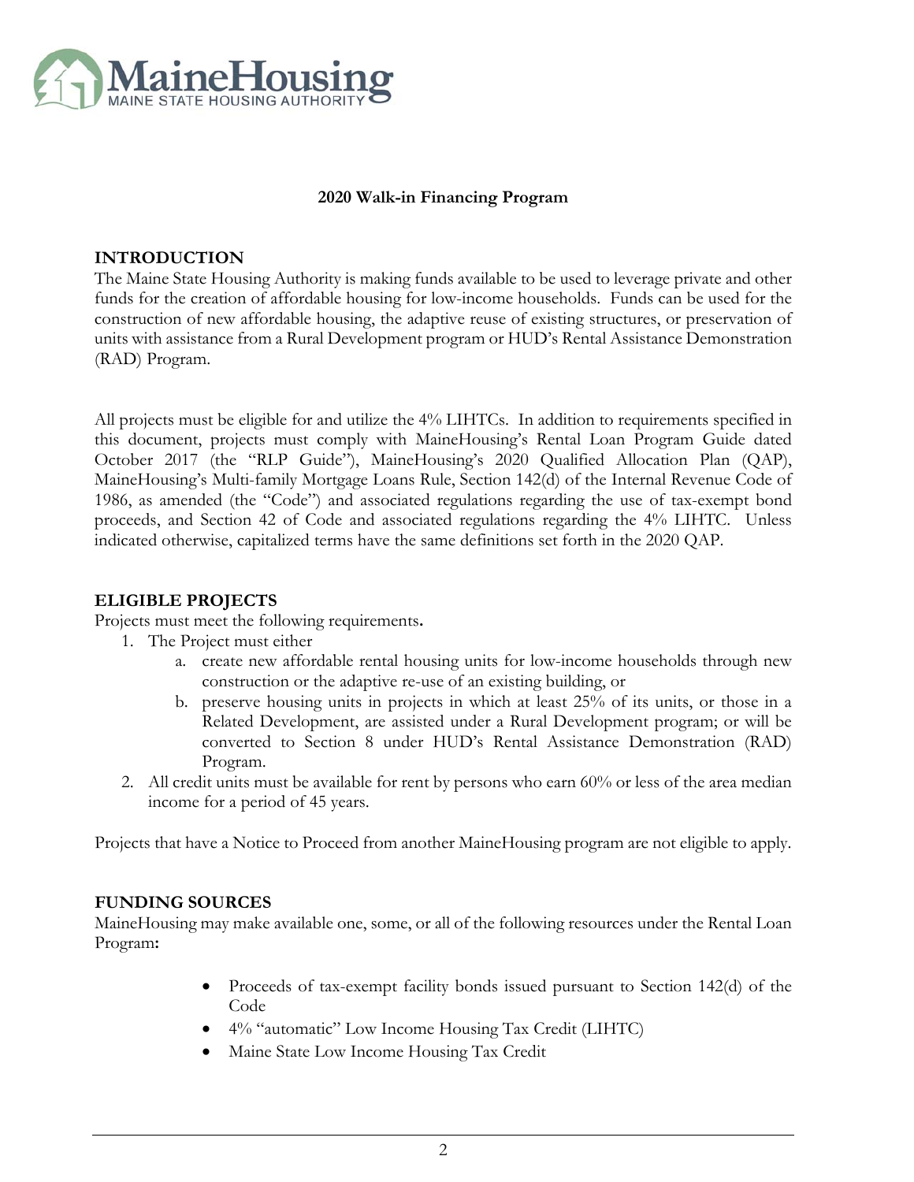MaineHousing

MAINE STATE HOUSING AUTHORITY

**2020 Walk-in Financing Program**

## INTRODUCTION

The Maine State Housing Authority is making funds available to be used to leverage private and other funds for the creation of affordable housing for low-income households. Funds can be used for the construction of new affordable housing, the adaptive reuse of existing structures, or preservation of units with assistance from a Rural Development program or HUD's Rental Assistance Demonstration (RAD) Program.

All projects must be eligible for and utilize the 4% LIHTCs. In addition to requirements specified in this document, projects must comply with MaineHousing's Rental Loan Program Guide dated October 2017 (the "RLP Guide"), MaineHousing's 2020 Qualified Allocation Plan (QAP), MaineHousing's Multi-family Mortgage Loans Rule, Section 142(d) of the Internal Revenue Code of 1986, as amended (the "Code") and associated regulations regarding the use of tax-exempt bond proceeds, and Section 42 of Code and associated regulations regarding the 4% LIHTC. Unless indicated otherwise, capitalized terms have the same definitions set forth in the 2020 QAP.

## ELIGIBLE PROJECTS

Projects must meet the following requirements**.**

1. The Project must either
   a. create new affordable rental housing units for low-income households through new construction or the adaptive re-use of an existing building, or
   b. preserve housing units in projects in which at least 25% of its units, or those in a Related Development, are assisted under a Rural Development program; or will be converted to Section 8 under HUD's Rental Assistance Demonstration (RAD) Program.
2. All credit units must be available for rent by persons who earn 60% or less of the area median income for a period of 45 years.

Projects that have a Notice to Proceed from another MaineHousing program are not eligible to apply.

## FUNDING SOURCES

MaineHousing may make available one, some, or all of the following resources under the Rental Loan Program**:**

- Proceeds of tax-exempt facility bonds issued pursuant to Section 142(d) of the Code
- 4% "automatic" Low Income Housing Tax Credit (LIHTC)
- Maine State Low Income Housing Tax Credit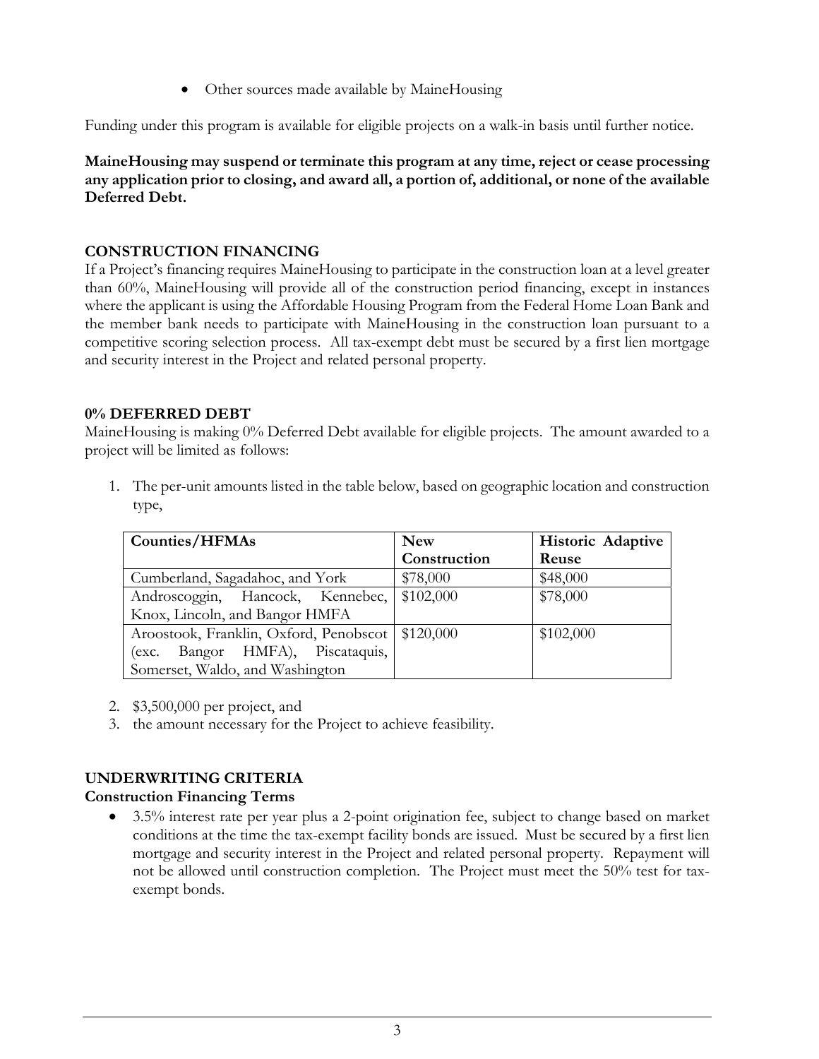- Other sources made available by MaineHousing

Funding under this program is available for eligible projects on a walk-in basis until further notice.

**MaineHousing may suspend or terminate this program at any time, reject or cease processing any application prior to closing, and award all, a portion of, additional, or none of the available Deferred Debt.**

## CONSTRUCTION FINANCING

If a Project's financing requires MaineHousing to participate in the construction loan at a level greater than 60%, MaineHousing will provide all of the construction period financing, except in instances where the applicant is using the Affordable Housing Program from the Federal Home Loan Bank and the member bank needs to participate with MaineHousing in the construction loan pursuant to a competitive scoring selection process. All tax-exempt debt must be secured by a first lien mortgage and security interest in the Project and related personal property.

## 0% DEFERRED DEBT

MaineHousing is making 0% Deferred Debt available for eligible projects. The amount awarded to a project will be limited as follows:

1. The per-unit amounts listed in the table below, based on geographic location and construction type,

| Counties/HFMAs | New Construction | Historic Adaptive Reuse |
|---|---|---|
| Cumberland, Sagadahoc, and York | $78,000 | $48,000 |
| Androscoggin, Hancock, Kennebec, Knox, Lincoln, and Bangor HMFA | $102,000 | $78,000 |
| Aroostook, Franklin, Oxford, Penobscot (exc. Bangor HMFA), Piscataquis, Somerset, Waldo, and Washington | $120,000 | $102,000 |

2. $3,500,000 per project, and
3. the amount necessary for the Project to achieve feasibility.

## UNDERWRITING CRITERIA

### Construction Financing Terms

- 3.5% interest rate per year plus a 2-point origination fee, subject to change based on market conditions at the time the tax-exempt facility bonds are issued. Must be secured by a first lien mortgage and security interest in the Project and related personal property. Repayment will not be allowed until construction completion. The Project must meet the 50% test for tax-exempt bonds.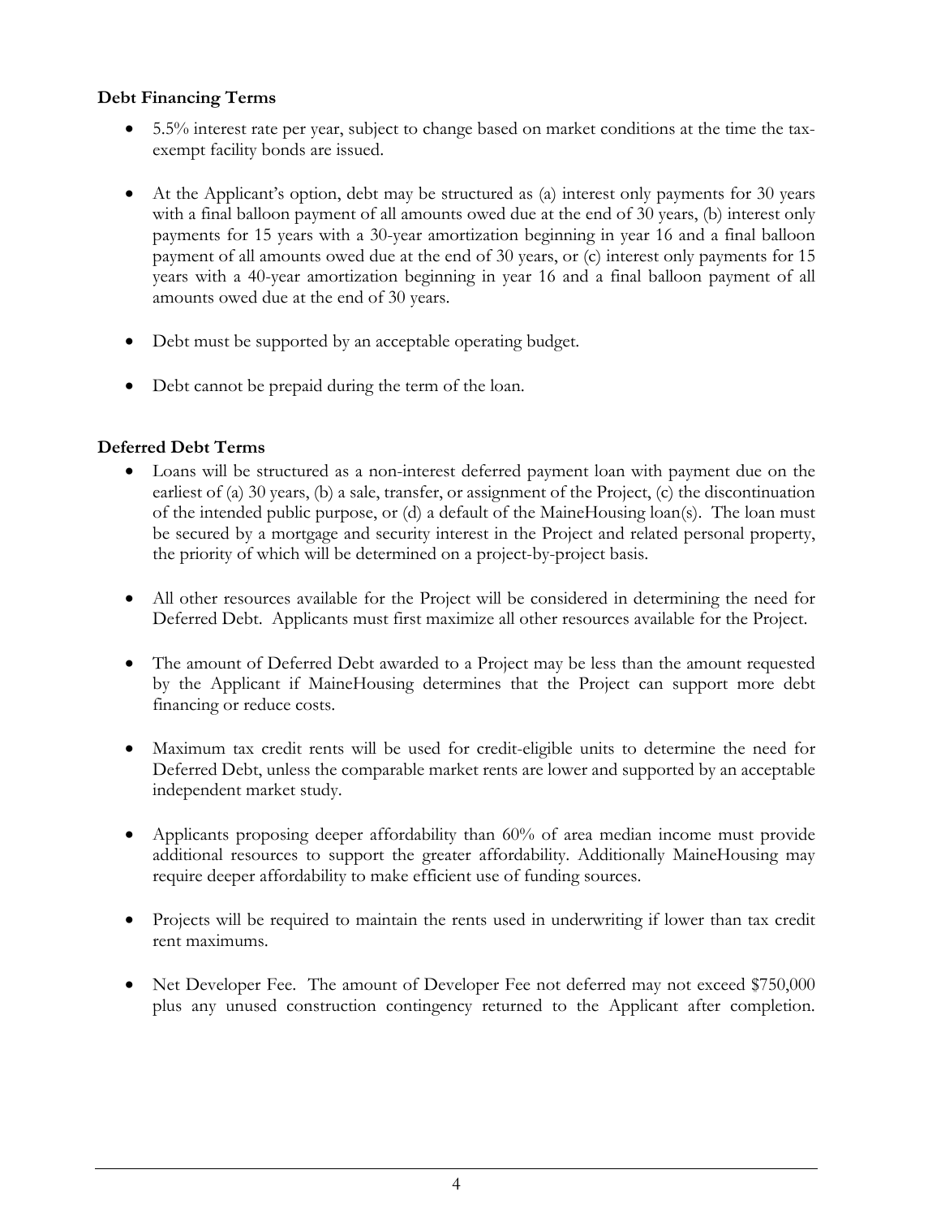**Debt Financing Terms**

- 5.5% interest rate per year, subject to change based on market conditions at the time the tax-exempt facility bonds are issued.
- At the Applicant's option, debt may be structured as (a) interest only payments for 30 years with a final balloon payment of all amounts owed due at the end of 30 years, (b) interest only payments for 15 years with a 30-year amortization beginning in year 16 and a final balloon payment of all amounts owed due at the end of 30 years, or (c) interest only payments for 15 years with a 40-year amortization beginning in year 16 and a final balloon payment of all amounts owed due at the end of 30 years.
- Debt must be supported by an acceptable operating budget.
- Debt cannot be prepaid during the term of the loan.

**Deferred Debt Terms**

- Loans will be structured as a non-interest deferred payment loan with payment due on the earliest of (a) 30 years, (b) a sale, transfer, or assignment of the Project, (c) the discontinuation of the intended public purpose, or (d) a default of the MaineHousing loan(s). The loan must be secured by a mortgage and security interest in the Project and related personal property, the priority of which will be determined on a project-by-project basis.
- All other resources available for the Project will be considered in determining the need for Deferred Debt. Applicants must first maximize all other resources available for the Project.
- The amount of Deferred Debt awarded to a Project may be less than the amount requested by the Applicant if MaineHousing determines that the Project can support more debt financing or reduce costs.
- Maximum tax credit rents will be used for credit-eligible units to determine the need for Deferred Debt, unless the comparable market rents are lower and supported by an acceptable independent market study.
- Applicants proposing deeper affordability than 60% of area median income must provide additional resources to support the greater affordability. Additionally MaineHousing may require deeper affordability to make efficient use of funding sources.
- Projects will be required to maintain the rents used in underwriting if lower than tax credit rent maximums.
- Net Developer Fee. The amount of Developer Fee not deferred may not exceed $750,000 plus any unused construction contingency returned to the Applicant after completion.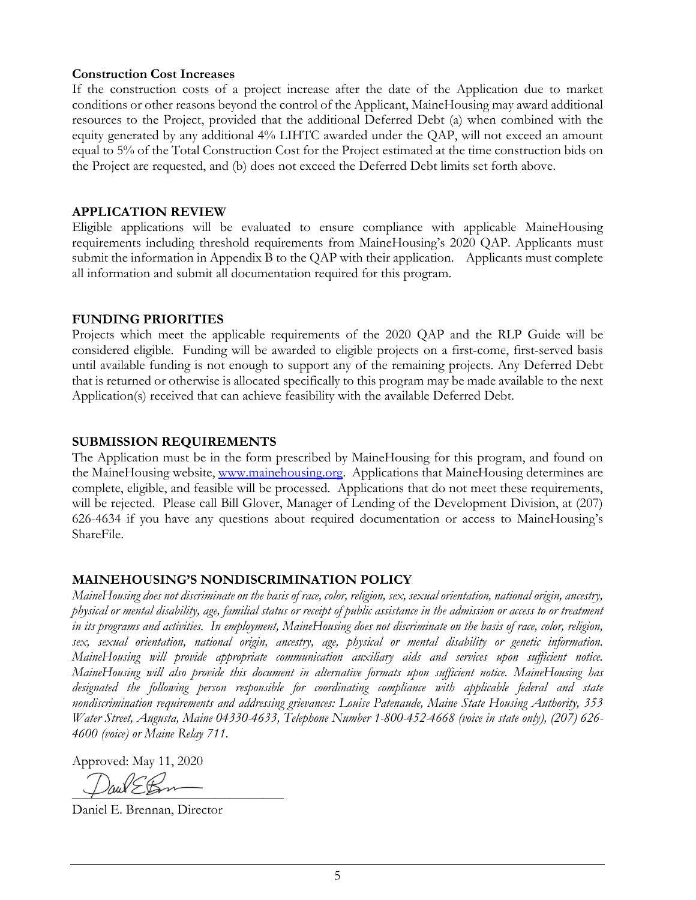**Construction Cost Increases**

If the construction costs of a project increase after the date of the Application due to market conditions or other reasons beyond the control of the Applicant, MaineHousing may award additional resources to the Project, provided that the additional Deferred Debt (a) when combined with the equity generated by any additional 4% LIHTC awarded under the QAP, will not exceed an amount equal to 5% of the Total Construction Cost for the Project estimated at the time construction bids on the Project are requested, and (b) does not exceed the Deferred Debt limits set forth above.

## APPLICATION REVIEW

Eligible applications will be evaluated to ensure compliance with applicable MaineHousing requirements including threshold requirements from MaineHousing's 2020 QAP. Applicants must submit the information in Appendix B to the QAP with their application. Applicants must complete all information and submit all documentation required for this program.

## FUNDING PRIORITIES

Projects which meet the applicable requirements of the 2020 QAP and the RLP Guide will be considered eligible. Funding will be awarded to eligible projects on a first-come, first-served basis until available funding is not enough to support any of the remaining projects. Any Deferred Debt that is returned or otherwise is allocated specifically to this program may be made available to the next Application(s) received that can achieve feasibility with the available Deferred Debt.

## SUBMISSION REQUIREMENTS

The Application must be in the form prescribed by MaineHousing for this program, and found on the MaineHousing website, [www.mainehousing.org](http://www.mainehousing.org). Applications that MaineHousing determines are complete, eligible, and feasible will be processed. Applications that do not meet these requirements, will be rejected. Please call Bill Glover, Manager of Lending of the Development Division, at (207) 626-4634 if you have any questions about required documentation or access to MaineHousing's ShareFile.

## MAINEHOUSING'S NONDISCRIMINATION POLICY

*MaineHousing does not discriminate on the basis of race, color, religion, sex, sexual orientation, national origin, ancestry, physical or mental disability, age, familial status or receipt of public assistance in the admission or access to or treatment in its programs and activities. In employment, MaineHousing does not discriminate on the basis of race, color, religion, sex, sexual orientation, national origin, ancestry, age, physical or mental disability or genetic information. MaineHousing will provide appropriate communication auxiliary aids and services upon sufficient notice. MaineHousing will also provide this document in alternative formats upon sufficient notice. MaineHousing has designated the following person responsible for coordinating compliance with applicable federal and state nondiscrimination requirements and addressing grievances: Louise Patenaude, Maine State Housing Authority, 353 Water Street, Augusta, Maine 04330-4633, Telephone Number 1-800-452-4668 (voice in state only), (207) 626-4600 (voice) or Maine Relay 711.*

Approved: May 11, 2020

Daniel E. Brennan, Director